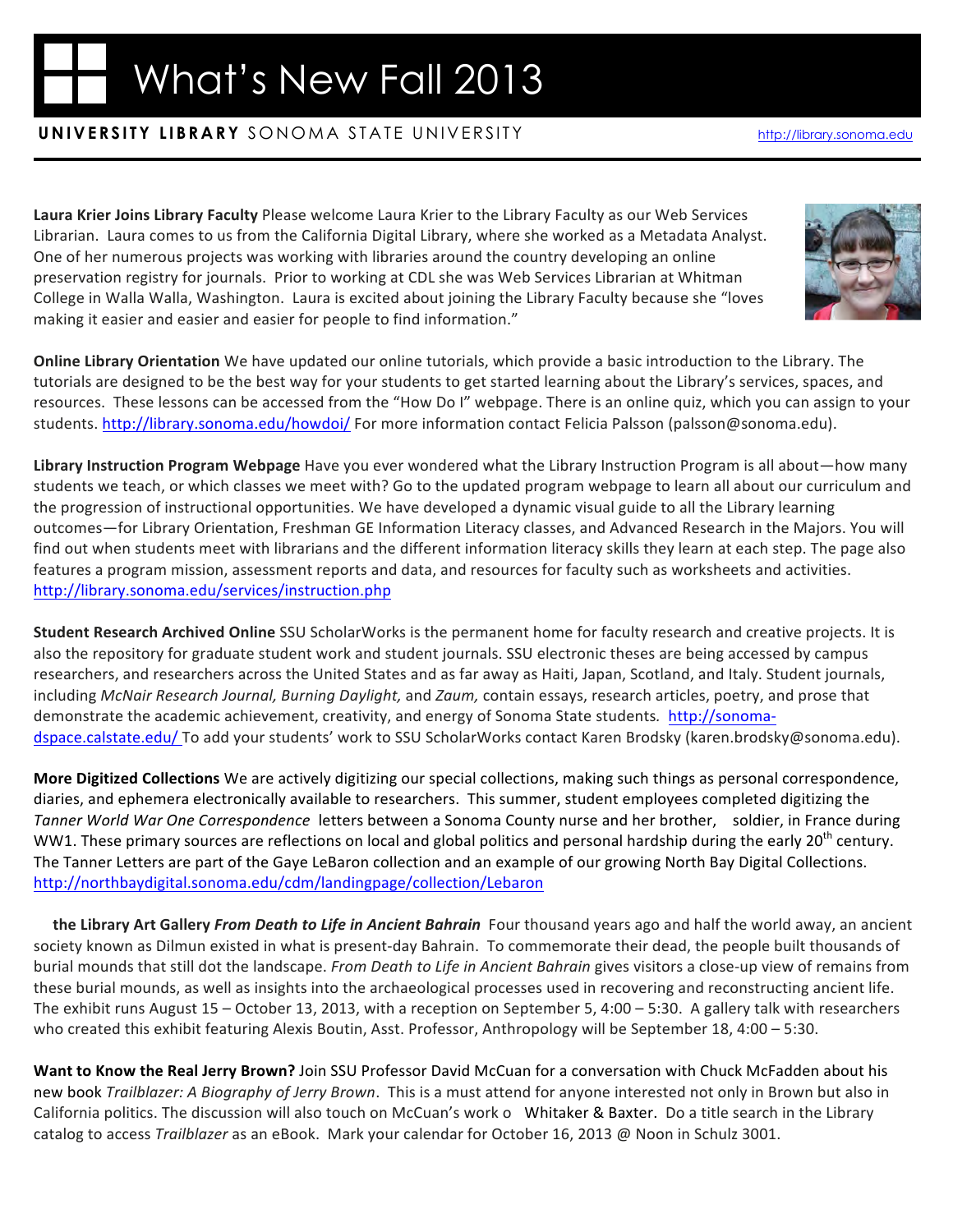# What's New Fall 2013

**UNIVERSITY LIBRARY** SONOMA STATE UNIVERSITY http://library.sonoma.edu

**Laura Krier Joins Library Faculty** Please welcome Laura Krier to the Library Faculty as our Web Services Librarian. Laura comes to us from the California Digital Library, where she worked as a Metadata Analyst. One of her numerous projects was working with libraries around the country developing an online preservation registry for journals. Prior to working at CDL she was Web Services Librarian at Whitman College in Walla Walla, Washington. Laura is excited about joining the Library Faculty because she "loves making it easier and easier and easier for people to find information."

**Online Library Orientation** We have updated our online tutorials, which provide a basic introduction to the Library. The tutorials are designed to be the best way for your students to get started learning about the Library's services, spaces, and resources. These lessons can be accessed from the "How Do I" webpage. There is an online quiz, which you can assign to your students. http://library.sonoma.edu/howdoi/ For more information contact Felicia Palsson (palsson@sonoma.edu).

**Library Instruction Program Webpage** Have you ever wondered what the Library Instruction Program is all about—how many students we teach, or which classes we meet with? Go to the updated program webpage to learn all about our curriculum and the progression of instructional opportunities. We have developed a dynamic visual guide to all the Library learning outcomes—for Library Orientation, Freshman GE Information Literacy classes, and Advanced Research in the Majors. You will find out when students meet with librarians and the different information literacy skills they learn at each step. The page also features a program mission, assessment reports and data, and resources for faculty such as worksheets and activities. http://library.sonoma.edu/services/instruction.php

**Student Research Archived Online** SSU ScholarWorks is the permanent home for faculty research and creative projects. It is also the repository for graduate student work and student journals. SSU electronic theses are being accessed by campus researchers, and researchers across the United States and as far away as Haiti, Japan, Scotland, and Italy. Student journals, including *McNair Research Journal, Burning Daylight,* and *Zaum,* contain essays, research articles, poetry, and prose that demonstrate the academic achievement, creativity, and energy of Sonoma State students. http://sonoma-dspace.calstate.edu/ To add your students' work to SSU ScholarWorks contact Karen Brodsky (karen.brodsky@sonoma.edu).

**More Digitized Collections** We are actively digitizing our special collections, making such things as personal correspondence, diaries, and ephemera electronically available to researchers. This summer, student employees completed digitizing the *Tanner World War One Correspondence* letters between a Sonoma County nurse and her brother, soldier, in France during WW1. These primary sources are reflections on local and global politics and personal hardship during the early 20th century. The Tanner Letters are part of the Gaye LeBaron collection and an example of our growing North Bay Digital Collections. http://northbaydigital.sonoma.edu/cdm/landingpage/collection/Lebaron

**the Library Art Gallery *From Death to Life in Ancient Bahrain*** Four thousand years ago and half the world away, an ancient society known as Dilmun existed in what is present-day Bahrain. To commemorate their dead, the people built thousands of burial mounds that still dot the landscape. *From Death to Life in Ancient Bahrain* gives visitors a close-up view of remains from these burial mounds, as well as insights into the archaeological processes used in recovering and reconstructing ancient life. The exhibit runs August 15 – October 13, 2013, with a reception on September 5, 4:00 – 5:30. A gallery talk with researchers who created this exhibit featuring Alexis Boutin, Asst. Professor, Anthropology will be September 18, 4:00 – 5:30.

**Want to Know the Real Jerry Brown?** Join SSU Professor David McCuan for a conversation with Chuck McFadden about his new book *Trailblazer: A Biography of Jerry Brown*. This is a must attend for anyone interested not only in Brown but also in California politics. The discussion will also touch on McCuan's work o Whitaker & Baxter. Do a title search in the Library catalog to access *Trailblazer* as an eBook. Mark your calendar for October 16, 2013 @ Noon in Schulz 3001.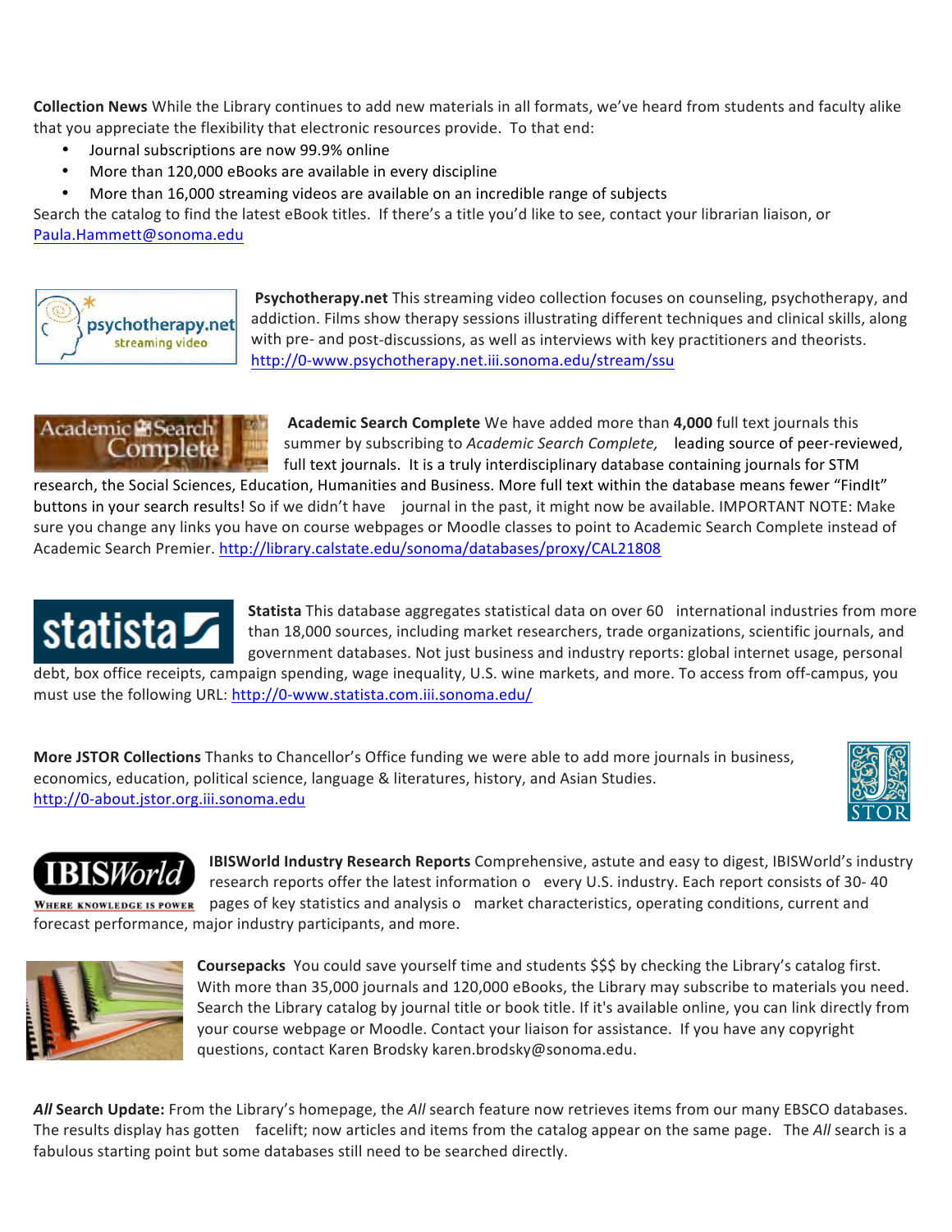**Collection News** While the Library continues to add new materials in all formats, we've heard from students and faculty alike that you appreciate the flexibility that electronic resources provide. To that end:

- Journal subscriptions are now 99.9% online
- More than 120,000 eBooks are available in every discipline
- More than 16,000 streaming videos are available on an incredible range of subjects

Search the catalog to find the latest eBook titles. If there's a title you'd like to see, contact your librarian liaison, or Paula.Hammett@sonoma.edu

**Psychotherapy.net** This streaming video collection focuses on counseling, psychotherapy, and addiction. Films show therapy sessions illustrating different techniques and clinical skills, along with pre- and post-discussions, as well as interviews with key practitioners and theorists. http://0-www.psychotherapy.net.iii.sonoma.edu/stream/ssu

**Academic Search Complete** We have added more than **4,000** full text journals this summer by subscribing to *Academic Search Complete,* leading source of peer-reviewed, full text journals. It is a truly interdisciplinary database containing journals for STM research, the Social Sciences, Education, Humanities and Business. More full text within the database means fewer "FindIt" buttons in your search results! So if we didn't have journal in the past, it might now be available. IMPORTANT NOTE: Make sure you change any links you have on course webpages or Moodle classes to point to Academic Search Complete instead of Academic Search Premier. http://library.calstate.edu/sonoma/databases/proxy/CAL21808

**Statista** This database aggregates statistical data on over 60 international industries from more than 18,000 sources, including market researchers, trade organizations, scientific journals, and government databases. Not just business and industry reports: global internet usage, personal debt, box office receipts, campaign spending, wage inequality, U.S. wine markets, and more. To access from off-campus, you must use the following URL: http://0-www.statista.com.iii.sonoma.edu/

**More JSTOR Collections** Thanks to Chancellor's Office funding we were able to add more journals in business, economics, education, political science, language & literatures, history, and Asian Studies. http://0-about.jstor.org.iii.sonoma.edu

**IBISWorld Industry Research Reports** Comprehensive, astute and easy to digest, IBISWorld's industry research reports offer the latest information o every U.S. industry. Each report consists of 30- 40 pages of key statistics and analysis o market characteristics, operating conditions, current and forecast performance, major industry participants, and more.

**Coursepacks** You could save yourself time and students $$$ by checking the Library's catalog first. With more than 35,000 journals and 120,000 eBooks, the Library may subscribe to materials you need. Search the Library catalog by journal title or book title. If it's available online, you can link directly from your course webpage or Moodle. Contact your liaison for assistance. If you have any copyright questions, contact Karen Brodsky karen.brodsky@sonoma.edu.

***All* Search Update:** From the Library's homepage, the *All* search feature now retrieves items from our many EBSCO databases. The results display has gotten facelift; now articles and items from the catalog appear on the same page. The *All* search is a fabulous starting point but some databases still need to be searched directly.